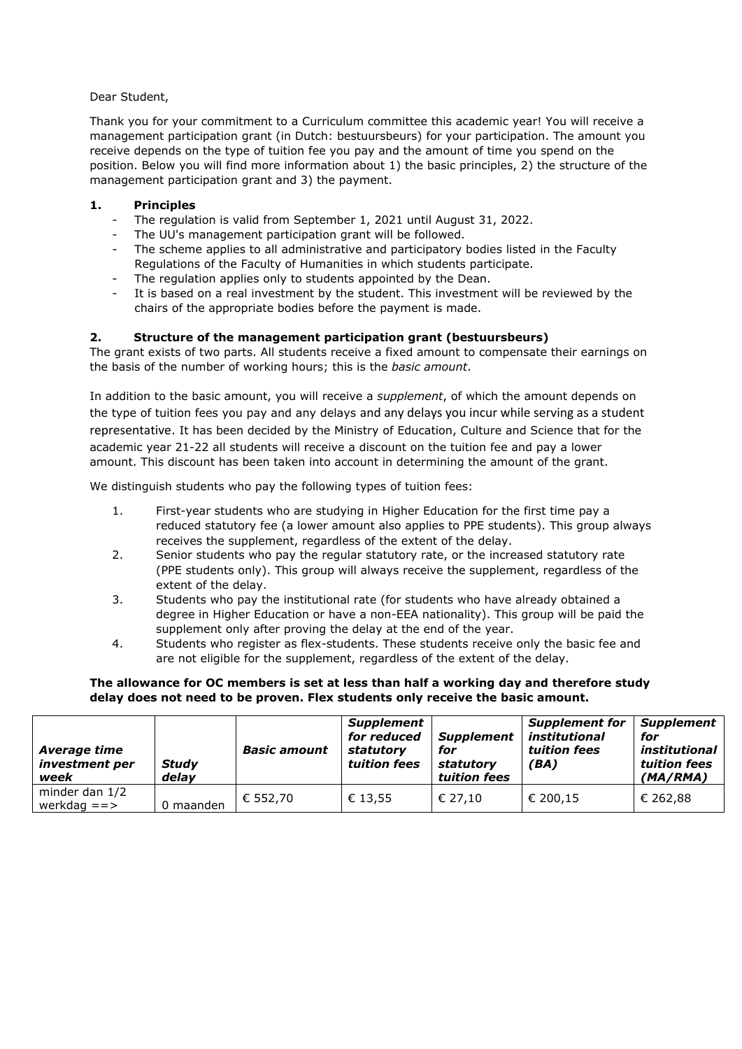Dear Student,

Thank you for your commitment to a Curriculum committee this academic year! You will receive a management participation grant (in Dutch: bestuursbeurs) for your participation. The amount you receive depends on the type of tuition fee you pay and the amount of time you spend on the position. Below you will find more information about 1) the basic principles, 2) the structure of the management participation grant and 3) the payment.

## 1. Principles

- The regulation is valid from September 1, 2021 until August 31, 2022.
- The UU's management participation grant will be followed.
- The scheme applies to all administrative and participatory bodies listed in the Faculty Regulations of the Faculty of Humanities in which students participate.
- The regulation applies only to students appointed by the Dean.
- It is based on a real investment by the student. This investment will be reviewed by the chairs of the appropriate bodies before the payment is made.

## 2. Structure of the management participation grant (bestuursbeurs)

The grant exists of two parts. All students receive a fixed amount to compensate their earnings on the basis of the number of working hours; this is the *basic amount*.

In addition to the basic amount, you will receive a *supplement*, of which the amount depends on the type of tuition fees you pay and any delays and any delays you incur while serving as a student representative. It has been decided by the Ministry of Education, Culture and Science that for the academic year 21-22 all students will receive a discount on the tuition fee and pay a lower amount. This discount has been taken into account in determining the amount of the grant.

We distinguish students who pay the following types of tuition fees:

1. First-year students who are studying in Higher Education for the first time pay a reduced statutory fee (a lower amount also applies to PPE students). This group always receives the supplement, regardless of the extent of the delay.
2. Senior students who pay the regular statutory rate, or the increased statutory rate (PPE students only). This group will always receive the supplement, regardless of the extent of the delay.
3. Students who pay the institutional rate (for students who have already obtained a degree in Higher Education or have a non-EEA nationality). This group will be paid the supplement only after proving the delay at the end of the year.
4. Students who register as flex-students. These students receive only the basic fee and are not eligible for the supplement, regardless of the extent of the delay.

**The allowance for OC members is set at less than half a working day and therefore study delay does not need to be proven. Flex students only receive the basic amount.**

| *Average time investment per week* | *Study delay* | *Basic amount* | *Supplement for reduced statutory tuition fees* | *Supplement for statutory tuition fees* | *Supplement for institutional tuition fees (BA)* | *Supplement for institutional tuition fees (MA/RMA)* |
|---|---|---|---|---|---|---|
| minder dan 1/2 werkdag ==> | 0 maanden | € 552,70 | € 13,55 | € 27,10 | € 200,15 | € 262,88 |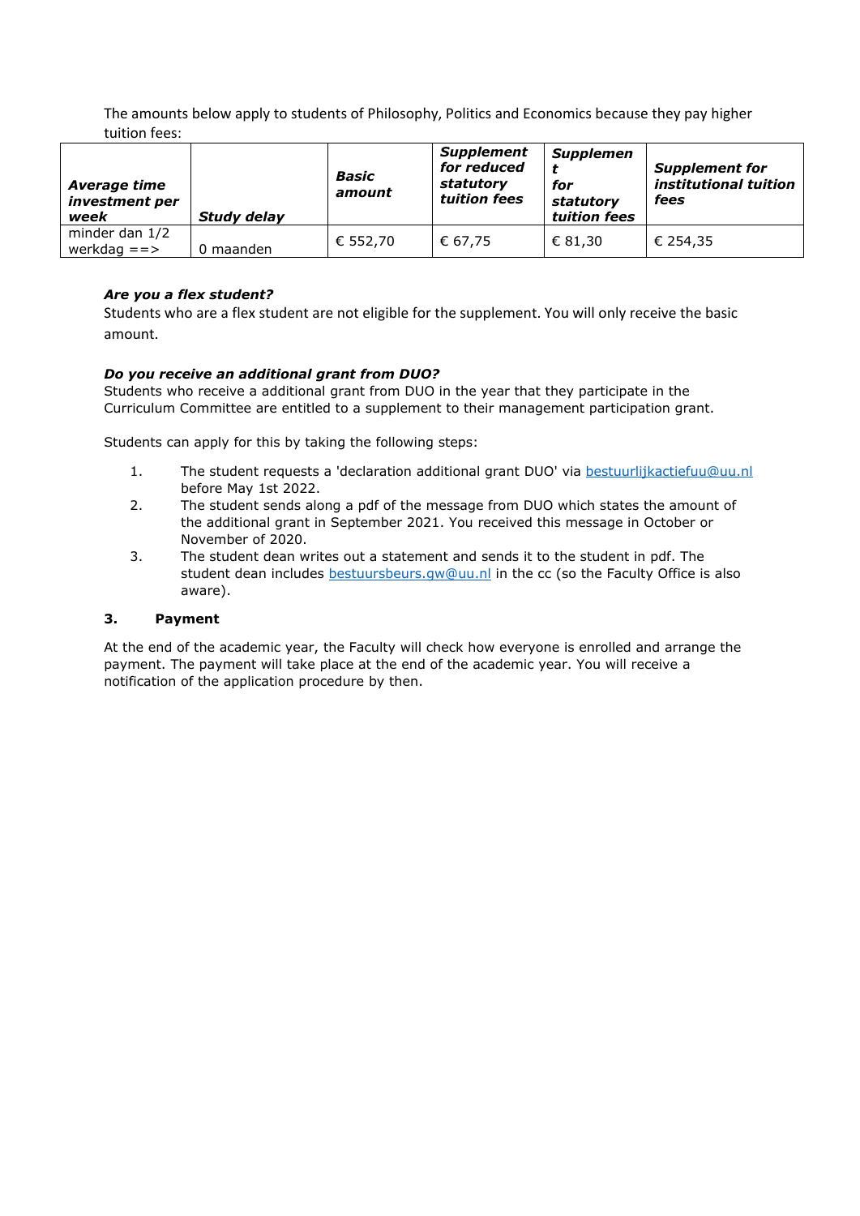The amounts below apply to students of Philosophy, Politics and Economics because they pay higher tuition fees:

| ***Average time investment per week*** | ***Study delay*** | ***Basic amount*** | ***Supplement for reduced statutory tuition fees*** | ***Supplement for statutory tuition fees*** | ***Supplement for institutional tuition fees*** |
|---|---|---|---|---|---|
| minder dan 1/2 werkdag ==> | 0 maanden | € 552,70 | € 67,75 | € 81,30 | € 254,35 |

***Are you a flex student?***
Students who are a flex student are not eligible for the supplement. You will only receive the basic amount.

***Do you receive an additional grant from DUO?***
Students who receive a additional grant from DUO in the year that they participate in the Curriculum Committee are entitled to a supplement to their management participation grant.

Students can apply for this by taking the following steps:

1. The student requests a 'declaration additional grant DUO' via bestuurlijkactiefuu@uu.nl before May 1st 2022.
2. The student sends along a pdf of the message from DUO which states the amount of the additional grant in September 2021. You received this message in October or November of 2020.
3. The student dean writes out a statement and sends it to the student in pdf. The student dean includes bestuursbeurs.gw@uu.nl in the cc (so the Faculty Office is also aware).

## 3. Payment

At the end of the academic year, the Faculty will check how everyone is enrolled and arrange the payment. The payment will take place at the end of the academic year. You will receive a notification of the application procedure by then.